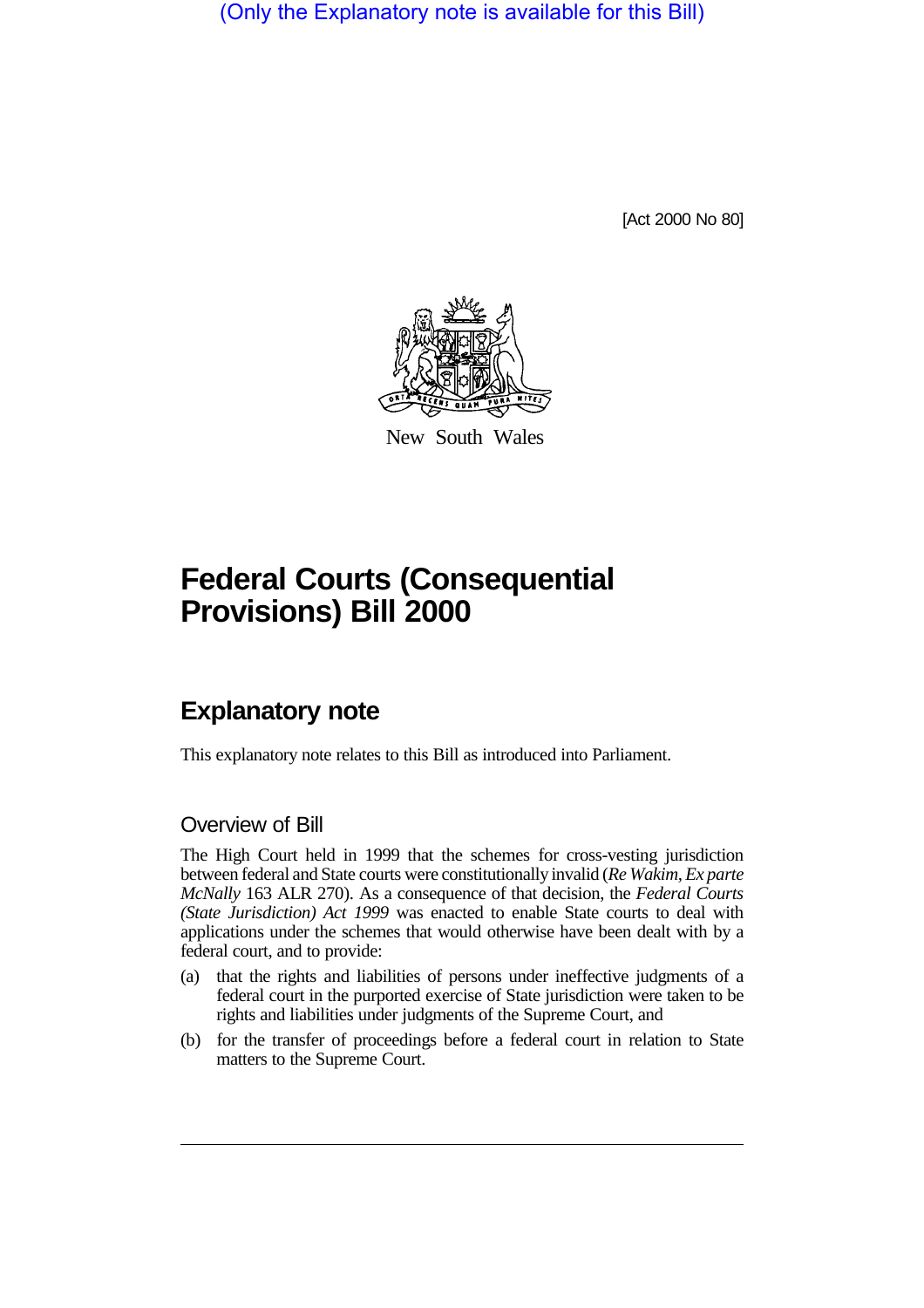(Only the Explanatory note is available for this Bill)

[Act 2000 No 80]

New South Wales

# Federal Courts (Consequential Provisions) Bill 2000

## Explanatory note

This explanatory note relates to this Bill as introduced into Parliament.

### Overview of Bill

The High Court held in 1999 that the schemes for cross-vesting jurisdiction between federal and State courts were constitutionally invalid (*Re Wakim, Ex parte McNally* 163 ALR 270). As a consequence of that decision, the *Federal Courts (State Jurisdiction) Act 1999* was enacted to enable State courts to deal with applications under the schemes that would otherwise have been dealt with by a federal court, and to provide:

(a) that the rights and liabilities of persons under ineffective judgments of a federal court in the purported exercise of State jurisdiction were taken to be rights and liabilities under judgments of the Supreme Court, and

(b) for the transfer of proceedings before a federal court in relation to State matters to the Supreme Court.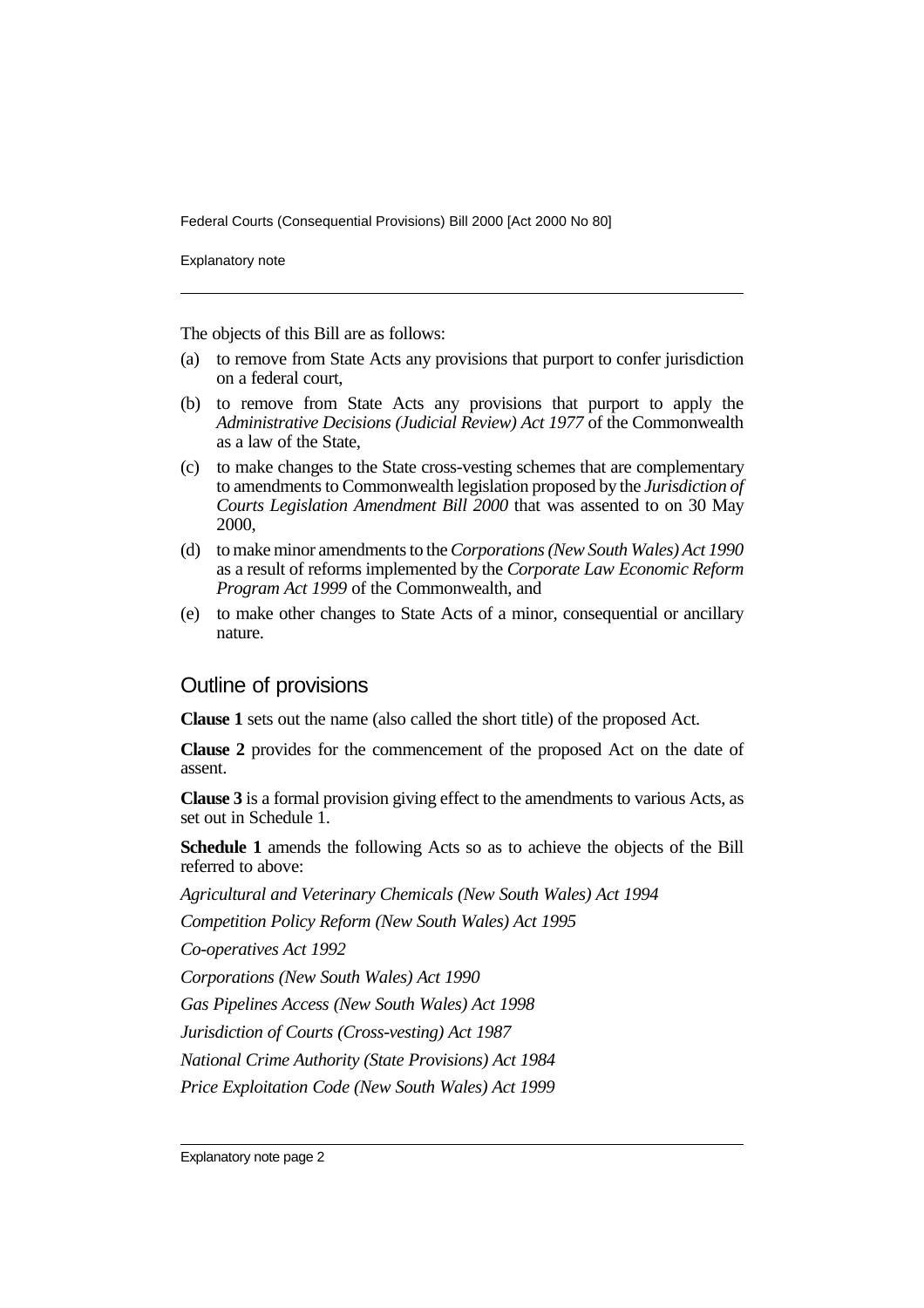The objects of this Bill are as follows:

(a) to remove from State Acts any provisions that purport to confer jurisdiction on a federal court,

(b) to remove from State Acts any provisions that purport to apply the *Administrative Decisions (Judicial Review) Act 1977* of the Commonwealth as a law of the State,

(c) to make changes to the State cross-vesting schemes that are complementary to amendments to Commonwealth legislation proposed by the *Jurisdiction of Courts Legislation Amendment Bill 2000* that was assented to on 30 May 2000,

(d) to make minor amendments to the *Corporations (New South Wales) Act 1990* as a result of reforms implemented by the *Corporate Law Economic Reform Program Act 1999* of the Commonwealth, and

(e) to make other changes to State Acts of a minor, consequential or ancillary nature.

## Outline of provisions

**Clause 1** sets out the name (also called the short title) of the proposed Act.

**Clause 2** provides for the commencement of the proposed Act on the date of assent.

**Clause 3** is a formal provision giving effect to the amendments to various Acts, as set out in Schedule 1.

**Schedule 1** amends the following Acts so as to achieve the objects of the Bill referred to above:

*Agricultural and Veterinary Chemicals (New South Wales) Act 1994*

*Competition Policy Reform (New South Wales) Act 1995*

*Co-operatives Act 1992*

*Corporations (New South Wales) Act 1990*

*Gas Pipelines Access (New South Wales) Act 1998*

*Jurisdiction of Courts (Cross-vesting) Act 1987*

*National Crime Authority (State Provisions) Act 1984*

*Price Exploitation Code (New South Wales) Act 1999*